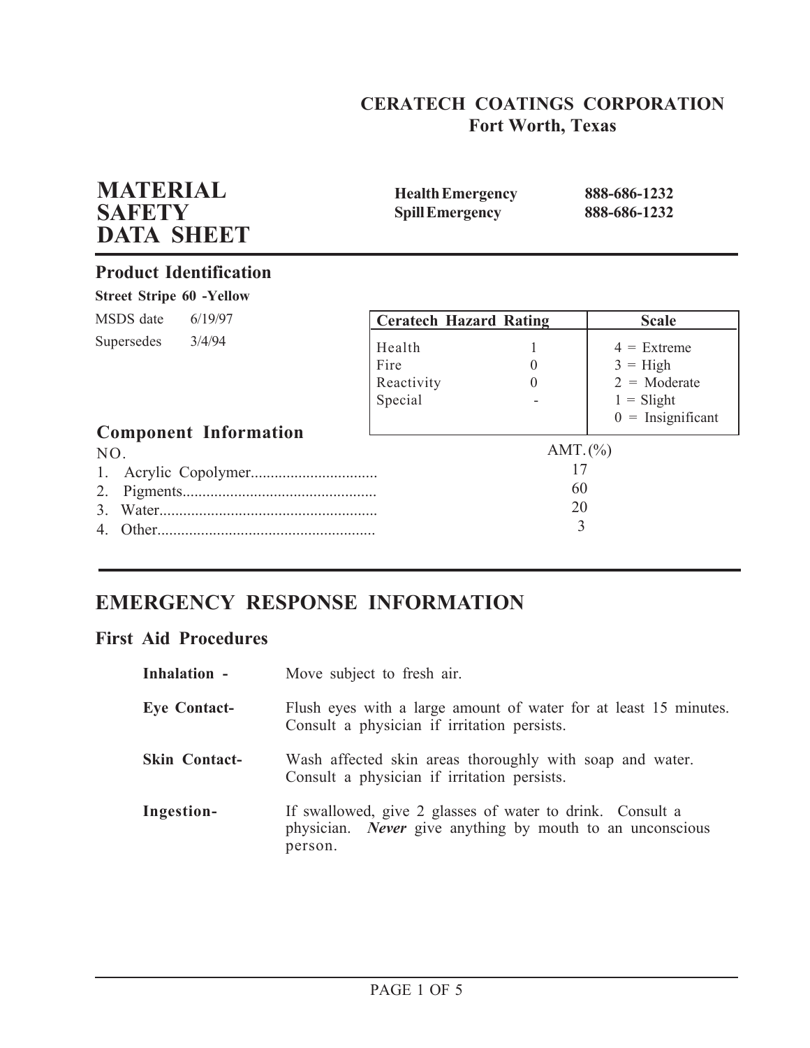**CERATECH COATINGS CORPORATION**
**Fort Worth, Texas**

# MATERIAL SAFETY DATA SHEET

| | |
|---|---|
| **Health Emergency** | **888-686-1232** |
| **Spill Emergency** | **888-686-1232** |

## Product Identification

**Street Stripe 60 -Yellow**

MSDS date 6/19/97

Supersedes 3/4/94

| Ceratech Hazard Rating | | Scale |
|---|---|---|
| Health | 1 | 4 = Extreme |
| Fire | 0 | 3 = High |
| Reactivity | 0 | 2 = Moderate |
| Special | - | 1 = Slight |
| | | 0 = Insignificant |

## Component Information

| NO. | | AMT. (%) |
|---|---|---|
| 1. | Acrylic Copolymer | 17 |
| 2. | Pigments | 60 |
| 3. | Water | 20 |
| 4. | Other | 3 |

## EMERGENCY RESPONSE INFORMATION

### First Aid Procedures

**Inhalation -** Move subject to fresh air.

**Eye Contact-** Flush eyes with a large amount of water for at least 15 minutes. Consult a physician if irritation persists.

**Skin Contact-** Wash affected skin areas thoroughly with soap and water. Consult a physician if irritation persists.

**Ingestion-** If swallowed, give 2 glasses of water to drink. Consult a physician. ***Never*** give anything by mouth to an unconscious person.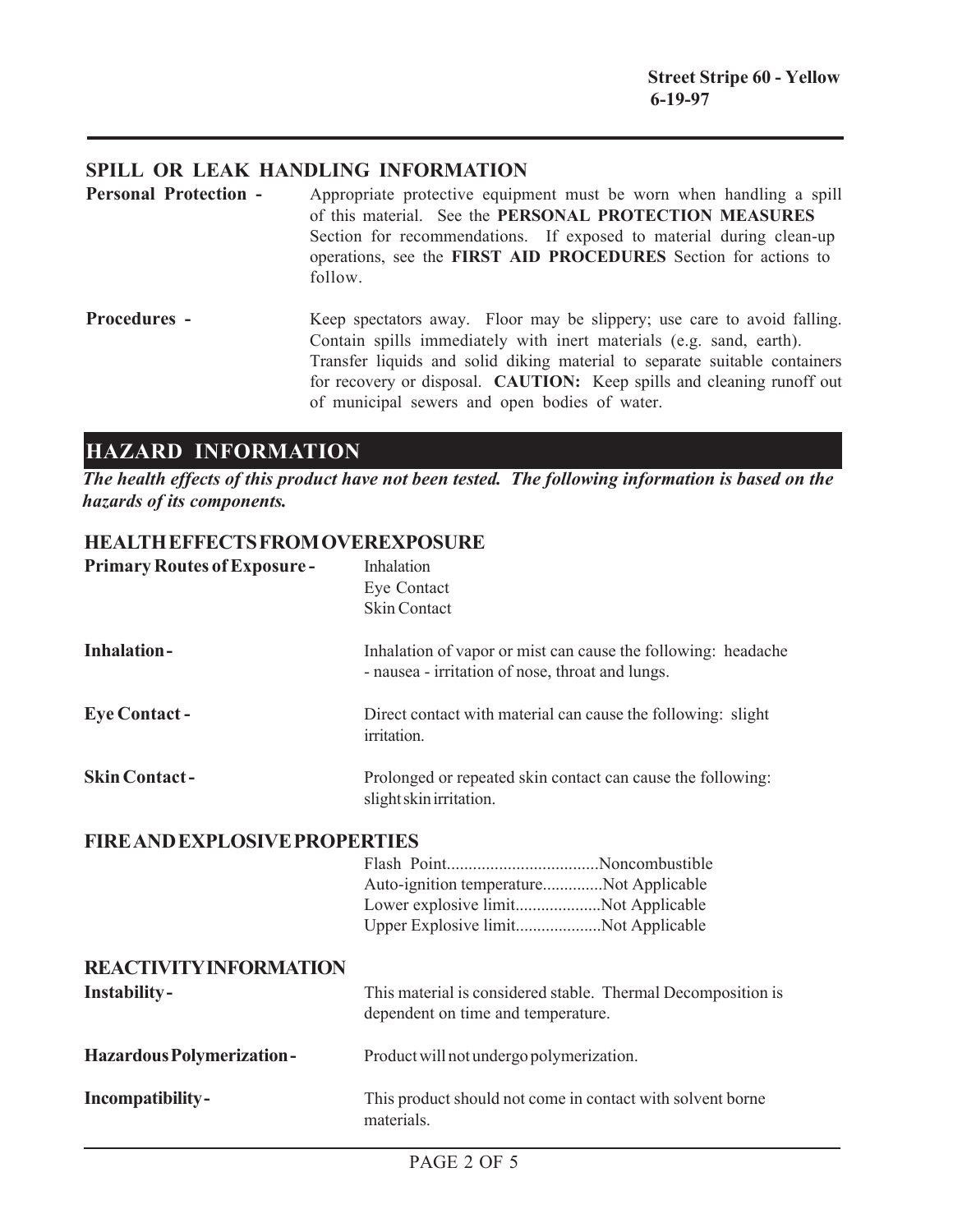## SPILL OR LEAK HANDLING INFORMATION

**Personal Protection -** Appropriate protective equipment must be worn when handling a spill of this material. See the **PERSONAL PROTECTION MEASURES** Section for recommendations. If exposed to material during clean-up operations, see the **FIRST AID PROCEDURES** Section for actions to follow.

**Procedures -** Keep spectators away. Floor may be slippery; use care to avoid falling. Contain spills immediately with inert materials (e.g. sand, earth). Transfer liquids and solid diking material to separate suitable containers for recovery or disposal. **CAUTION:** Keep spills and cleaning runoff out of municipal sewers and open bodies of water.

# HAZARD INFORMATION

***The health effects of this product have not been tested. The following information is based on the hazards of its components.***

## HEALTH EFFECTS FROM OVEREXPOSURE

**Primary Routes of Exposure -**
- Inhalation
- Eye Contact
- Skin Contact

**Inhalation -** Inhalation of vapor or mist can cause the following: headache - nausea - irritation of nose, throat and lungs.

**Eye Contact -** Direct contact with material can cause the following: slight irritation.

**Skin Contact -** Prolonged or repeated skin contact can cause the following: slight skin irritation.

## FIRE AND EXPLOSIVE PROPERTIES

Flash Point..................................Noncombustible
Auto-ignition temperature.............Not Applicable
Lower explosive limit...................Not Applicable
Upper Explosive limit...................Not Applicable

## REACTIVITY INFORMATION

**Instability -** This material is considered stable. Thermal Decomposition is dependent on time and temperature.

**Hazardous Polymerization -** Product will not undergo polymerization.

**Incompatibility -** This product should not come in contact with solvent borne materials.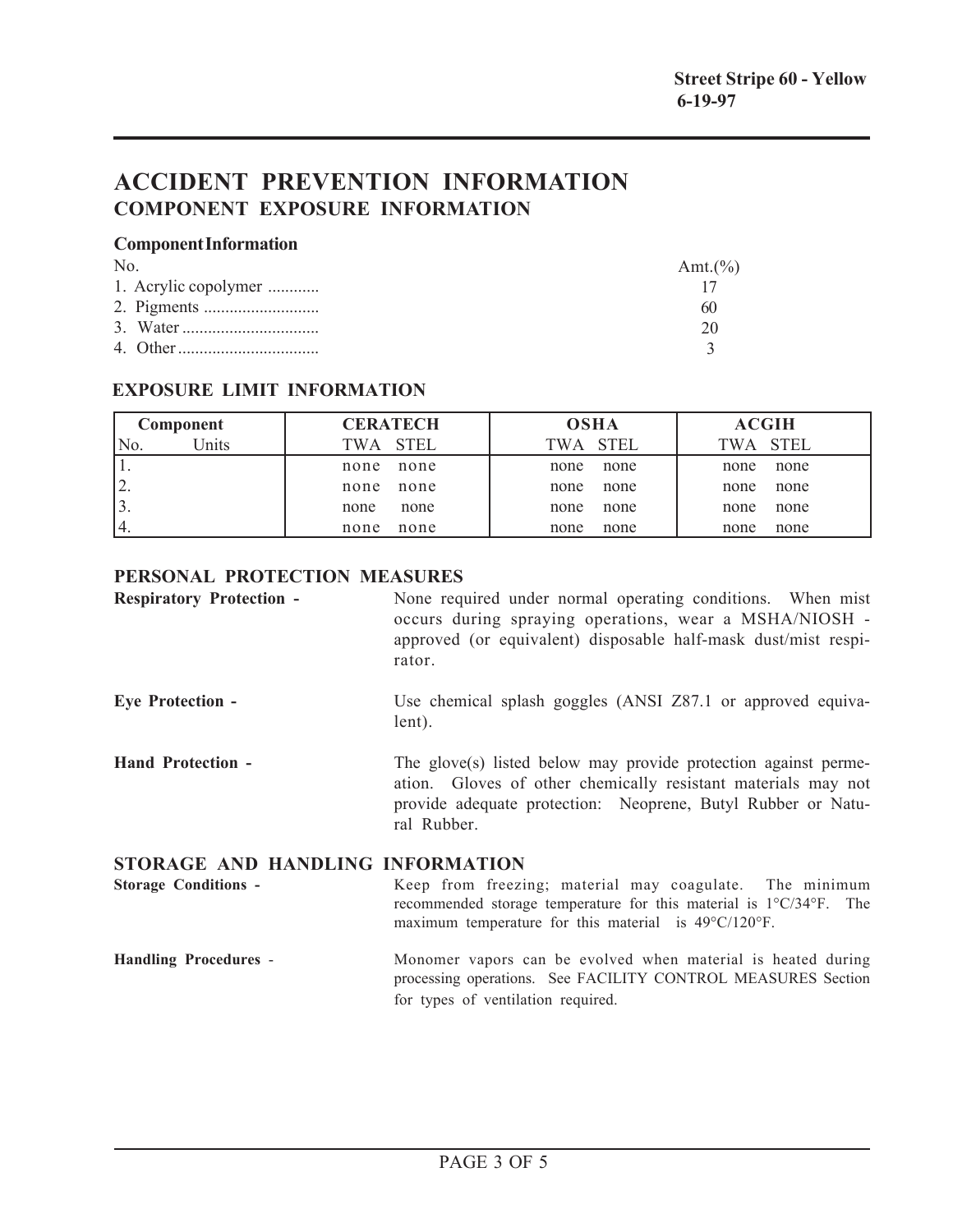**Street Stripe 60 - Yellow**
**6-19-97**

# ACCIDENT PREVENTION INFORMATION

## COMPONENT EXPOSURE INFORMATION

### Component Information

| No. | Amt.(%) |
|---|---|
| 1. Acrylic copolymer ............ | 17 |
| 2. Pigments ........................... | 60 |
| 3. Water ................................ | 20 |
| 4. Other ................................. | 3 |

### EXPOSURE LIMIT INFORMATION

| Component | | CERATECH | | OSHA | | ACGIH | |
|---|---|---|---|---|---|---|---|
| No. | Units | TWA | STEL | TWA | STEL | TWA | STEL |
| 1. | | none | none | none | none | none | none |
| 2. | | none | none | none | none | none | none |
| 3. | | none | none | none | none | none | none |
| 4. | | none | none | none | none | none | none |

### PERSONAL PROTECTION MEASURES

**Respiratory Protection -** None required under normal operating conditions. When mist occurs during spraying operations, wear a MSHA/NIOSH - approved (or equivalent) disposable half-mask dust/mist respirator.

**Eye Protection -** Use chemical splash goggles (ANSI Z87.1 or approved equivalent).

**Hand Protection -** The glove(s) listed below may provide protection against permeation. Gloves of other chemically resistant materials may not provide adequate protection: Neoprene, Butyl Rubber or Natural Rubber.

### STORAGE AND HANDLING INFORMATION

**Storage Conditions -** Keep from freezing; material may coagulate. The minimum recommended storage temperature for this material is 1°C/34°F. The maximum temperature for this material is 49°C/120°F.

**Handling Procedures -** Monomer vapors can be evolved when material is heated during processing operations. See FACILITY CONTROL MEASURES Section for types of ventilation required.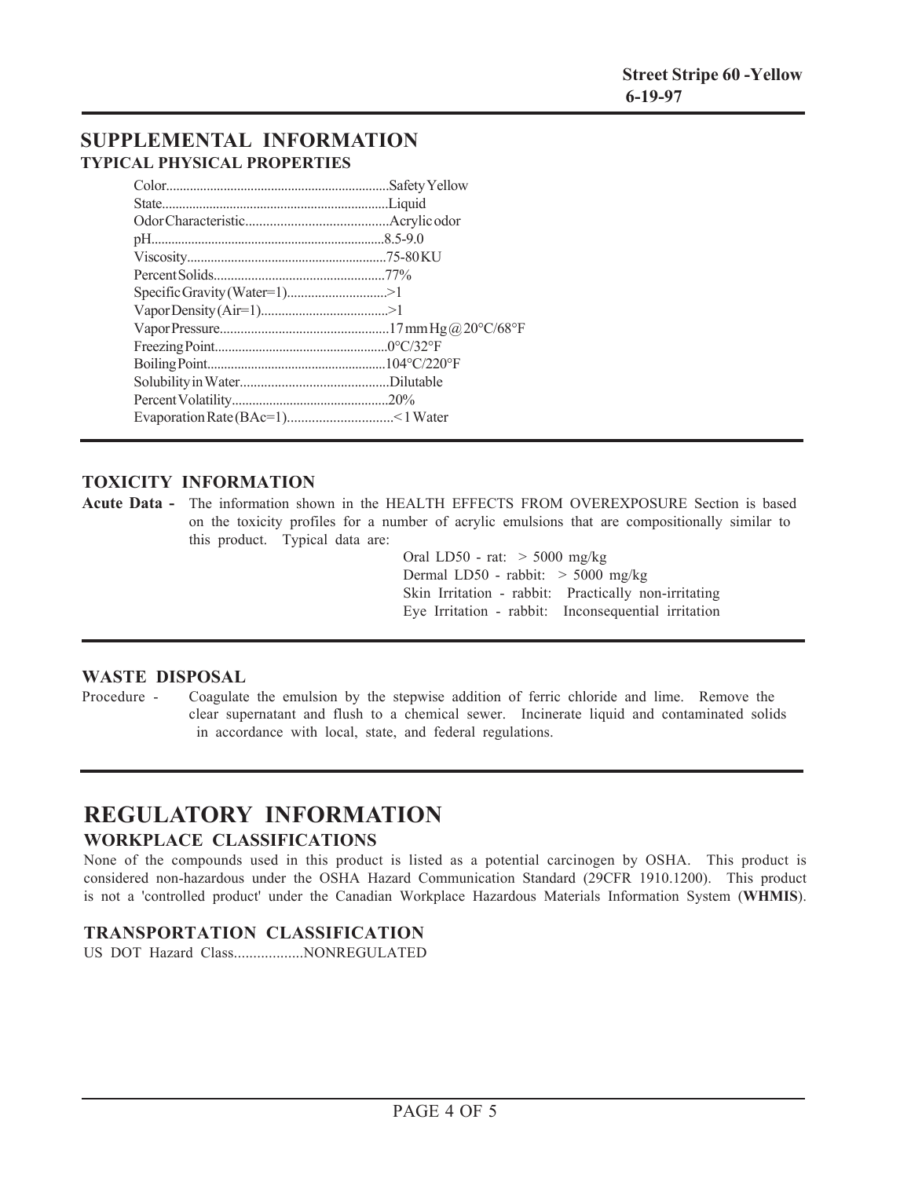## SUPPLEMENTAL INFORMATION

### TYPICAL PHYSICAL PROPERTIES

Color..................................................................Safety Yellow
State..................................................................Liquid
Odor Characteristic..........................................Acrylic odor
pH.....................................................................8.5-9.0
Viscosity............................................................75-80 KU
Percent Solids...................................................77%
Specific Gravity (Water=1)..............................>1
Vapor Density (Air=1).....................................>1
Vapor Pressure..................................................17 mm Hg @ 20°C/68°F
Freezing Point...................................................0°C/32°F
Boiling Point.....................................................104°C/220°F
Solubility in Water............................................Dilutable
Percent Volatility..............................................20%
Evaporation Rate (BAc=1)...............................< 1 Water

### TOXICITY INFORMATION

**Acute Data -** The information shown in the HEALTH EFFECTS FROM OVEREXPOSURE Section is based on the toxicity profiles for a number of acrylic emulsions that are compositionally similar to this product. Typical data are:

Oral LD50 - rat: > 5000 mg/kg
Dermal LD50 - rabbit: > 5000 mg/kg
Skin Irritation - rabbit: Practically non-irritating
Eye Irritation - rabbit: Inconsequential irritation

### WASTE DISPOSAL

Procedure - Coagulate the emulsion by the stepwise addition of ferric chloride and lime. Remove the clear supernatant and flush to a chemical sewer. Incinerate liquid and contaminated solids in accordance with local, state, and federal regulations.

## REGULATORY INFORMATION

### WORKPLACE CLASSIFICATIONS

None of the compounds used in this product is listed as a potential carcinogen by OSHA. This product is considered non-hazardous under the OSHA Hazard Communication Standard (29CFR 1910.1200). This product is not a 'controlled product' under the Canadian Workplace Hazardous Materials Information System (**WHMIS**).

### TRANSPORTATION CLASSIFICATION

US DOT Hazard Class..................NONREGULATED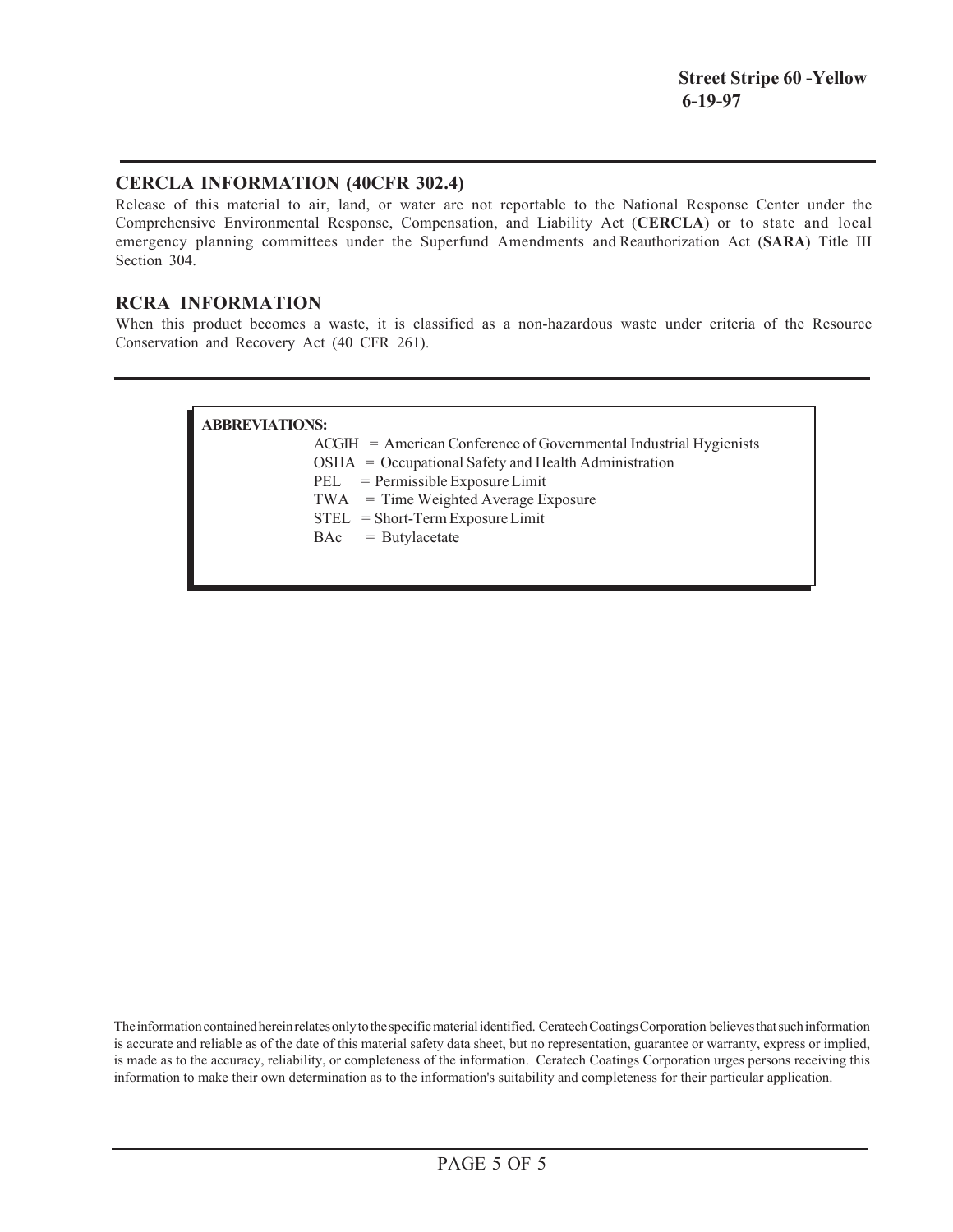## CERCLA INFORMATION (40CFR 302.4)

Release of this material to air, land, or water are not reportable to the National Response Center under the Comprehensive Environmental Response, Compensation, and Liability Act (**CERCLA**) or to state and local emergency planning committees under the Superfund Amendments and Reauthorization Act (**SARA**) Title III Section 304.

## RCRA INFORMATION

When this product becomes a waste, it is classified as a non-hazardous waste under criteria of the Resource Conservation and Recovery Act (40 CFR 261).

**ABBREVIATIONS:**

- ACGIH = American Conference of Governmental Industrial Hygienists
- OSHA = Occupational Safety and Health Administration
- PEL = Permissible Exposure Limit
- TWA = Time Weighted Average Exposure
- STEL = Short-Term Exposure Limit
- BAc = Butylacetate

The information contained herein relates only to the specific material identified. Ceratech Coatings Corporation believes that such information is accurate and reliable as of the date of this material safety data sheet, but no representation, guarantee or warranty, express or implied, is made as to the accuracy, reliability, or completeness of the information. Ceratech Coatings Corporation urges persons receiving this information to make their own determination as to the information's suitability and completeness for their particular application.